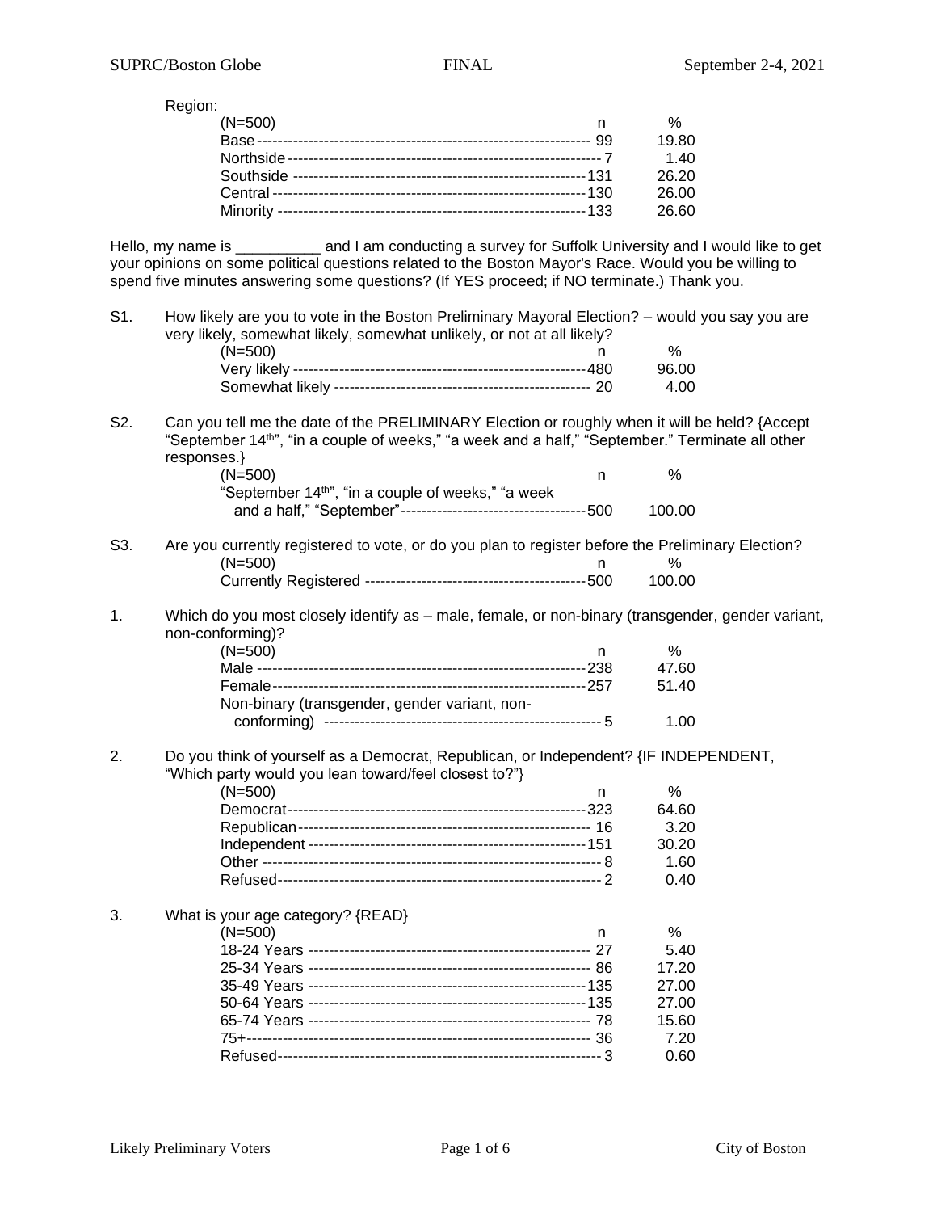Region:

| (N=500) | n | % |
|---|---|---|
| Base | 99 | 19.80 |
| Northside | 7 | 1.40 |
| Southside | 131 | 26.20 |
| Central | 130 | 26.00 |
| Minority | 133 | 26.60 |

Hello, my name is __________ and I am conducting a survey for Suffolk University and I would like to get your opinions on some political questions related to the Boston Mayor's Race. Would you be willing to spend five minutes answering some questions? (If YES proceed; if NO terminate.) Thank you.

S1. How likely are you to vote in the Boston Preliminary Mayoral Election? – would you say you are very likely, somewhat likely, somewhat unlikely, or not at all likely?

| (N=500) | n | % |
|---|---|---|
| Very likely | 480 | 96.00 |
| Somewhat likely | 20 | 4.00 |

S2. Can you tell me the date of the PRELIMINARY Election or roughly when it will be held? {Accept "September 14th", "in a couple of weeks," "a week and a half," "September." Terminate all other responses.}

| (N=500) | n | % |
|---|---|---|
| "September 14th", "in a couple of weeks," "a week and a half," "September" | 500 | 100.00 |

S3. Are you currently registered to vote, or do you plan to register before the Preliminary Election?

| (N=500) | n | % |
|---|---|---|
| Currently Registered | 500 | 100.00 |

1. Which do you most closely identify as – male, female, or non-binary (transgender, gender variant, non-conforming)?

| (N=500) | n | % |
|---|---|---|
| Male | 238 | 47.60 |
| Female | 257 | 51.40 |
| Non-binary (transgender, gender variant, non-conforming) | 5 | 1.00 |

2. Do you think of yourself as a Democrat, Republican, or Independent? {IF INDEPENDENT, "Which party would you lean toward/feel closest to?"}

| (N=500) | n | % |
|---|---|---|
| Democrat | 323 | 64.60 |
| Republican | 16 | 3.20 |
| Independent | 151 | 30.20 |
| Other | 8 | 1.60 |
| Refused | 2 | 0.40 |

3. What is your age category? {READ}

| (N=500) | n | % |
|---|---|---|
| 18-24 Years | 27 | 5.40 |
| 25-34 Years | 86 | 17.20 |
| 35-49 Years | 135 | 27.00 |
| 50-64 Years | 135 | 27.00 |
| 65-74 Years | 78 | 15.60 |
| 75+ | 36 | 7.20 |
| Refused | 3 | 0.60 |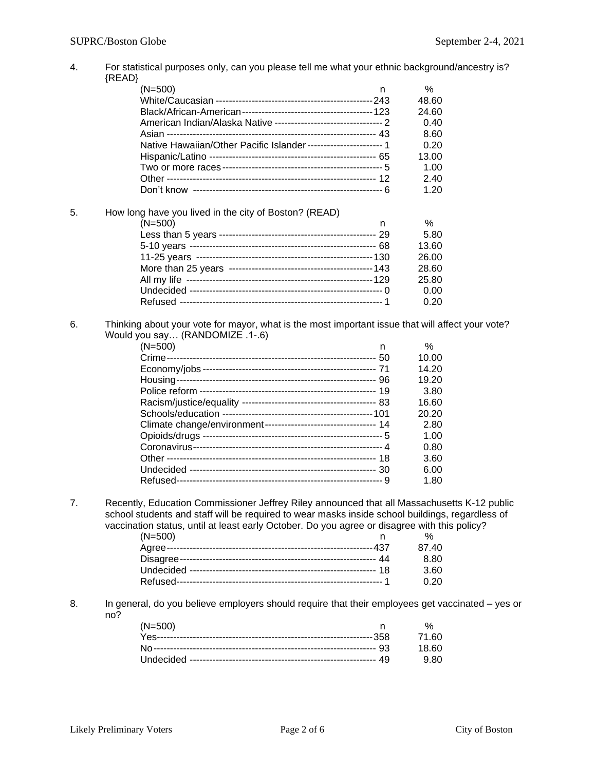4. For statistical purposes only, can you please tell me what your ethnic background/ancestry is? {READ}

| (N=500) | n | % |
|---|---|---|
| White/Caucasian | 243 | 48.60 |
| Black/African-American | 123 | 24.60 |
| American Indian/Alaska Native | 2 | 0.40 |
| Asian | 43 | 8.60 |
| Native Hawaiian/Other Pacific Islander | 1 | 0.20 |
| Hispanic/Latino | 65 | 13.00 |
| Two or more races | 5 | 1.00 |
| Other | 12 | 2.40 |
| Don't know | 6 | 1.20 |

5. How long have you lived in the city of Boston? (READ)

| (N=500) | n | % |
|---|---|---|
| Less than 5 years | 29 | 5.80 |
| 5-10 years | 68 | 13.60 |
| 11-25 years | 130 | 26.00 |
| More than 25 years | 143 | 28.60 |
| All my life | 129 | 25.80 |
| Undecided | 0 | 0.00 |
| Refused | 1 | 0.20 |

6. Thinking about your vote for mayor, what is the most important issue that will affect your vote? Would you say… (RANDOMIZE .1-.6)

| (N=500) | n | % |
|---|---|---|
| Crime | 50 | 10.00 |
| Economy/jobs | 71 | 14.20 |
| Housing | 96 | 19.20 |
| Police reform | 19 | 3.80 |
| Racism/justice/equality | 83 | 16.60 |
| Schools/education | 101 | 20.20 |
| Climate change/environment | 14 | 2.80 |
| Opioids/drugs | 5 | 1.00 |
| Coronavirus | 4 | 0.80 |
| Other | 18 | 3.60 |
| Undecided | 30 | 6.00 |
| Refused | 9 | 1.80 |

7. Recently, Education Commissioner Jeffrey Riley announced that all Massachusetts K-12 public school students and staff will be required to wear masks inside school buildings, regardless of vaccination status, until at least early October. Do you agree or disagree with this policy?

| (N=500) | n | % |
|---|---|---|
| Agree | 437 | 87.40 |
| Disagree | 44 | 8.80 |
| Undecided | 18 | 3.60 |
| Refused | 1 | 0.20 |

8. In general, do you believe employers should require that their employees get vaccinated – yes or no?

| (N=500) | n | % |
|---|---|---|
| Yes | 358 | 71.60 |
| No | 93 | 18.60 |
| Undecided | 49 | 9.80 |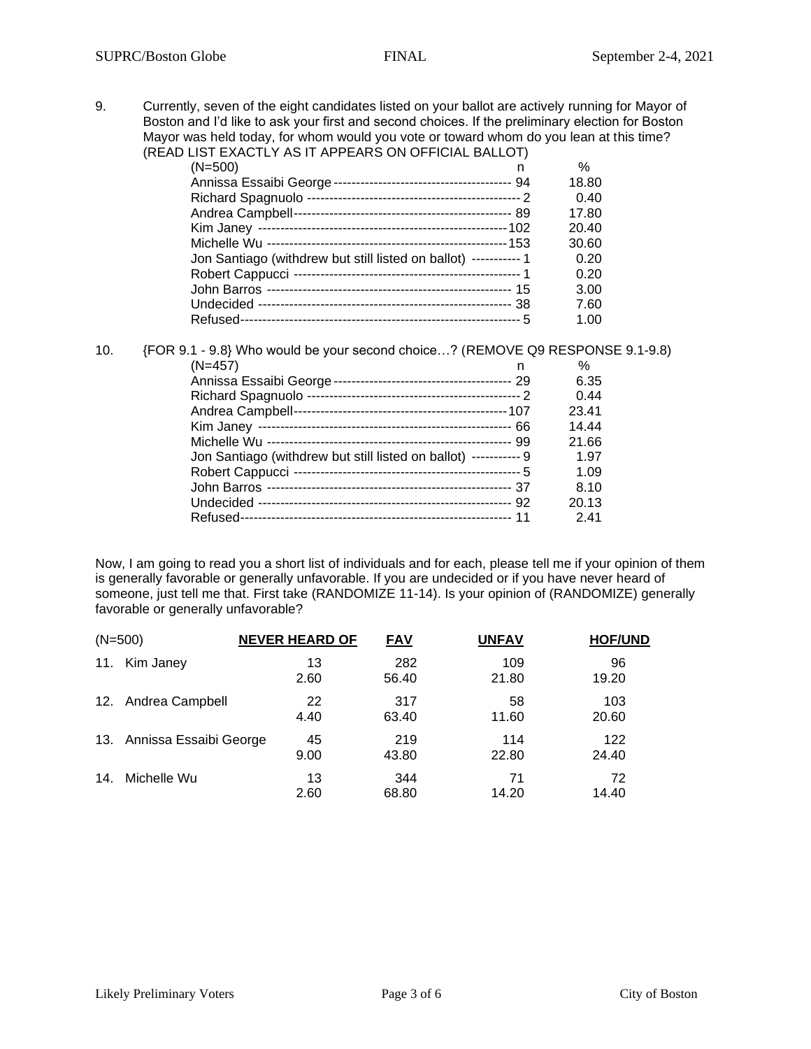9. Currently, seven of the eight candidates listed on your ballot are actively running for Mayor of Boston and I'd like to ask your first and second choices. If the preliminary election for Boston Mayor was held today, for whom would you vote or toward whom do you lean at this time? (READ LIST EXACTLY AS IT APPEARS ON OFFICIAL BALLOT)

| (N=500) | n | % |
|---|---|---|
| Annissa Essaibi George | 94 | 18.80 |
| Richard Spagnuolo | 2 | 0.40 |
| Andrea Campbell | 89 | 17.80 |
| Kim Janey | 102 | 20.40 |
| Michelle Wu | 153 | 30.60 |
| Jon Santiago (withdrew but still listed on ballot) | 1 | 0.20 |
| Robert Cappucci | 1 | 0.20 |
| John Barros | 15 | 3.00 |
| Undecided | 38 | 7.60 |
| Refused | 5 | 1.00 |

10. {FOR 9.1 - 9.8} Who would be your second choice…? (REMOVE Q9 RESPONSE 9.1-9.8)

| (N=457) | n | % |
|---|---|---|
| Annissa Essaibi George | 29 | 6.35 |
| Richard Spagnuolo | 2 | 0.44 |
| Andrea Campbell | 107 | 23.41 |
| Kim Janey | 66 | 14.44 |
| Michelle Wu | 99 | 21.66 |
| Jon Santiago (withdrew but still listed on ballot) | 9 | 1.97 |
| Robert Cappucci | 5 | 1.09 |
| John Barros | 37 | 8.10 |
| Undecided | 92 | 20.13 |
| Refused | 11 | 2.41 |

Now, I am going to read you a short list of individuals and for each, please tell me if your opinion of them is generally favorable or generally unfavorable. If you are undecided or if you have never heard of someone, just tell me that. First take (RANDOMIZE 11-14). Is your opinion of (RANDOMIZE) generally favorable or generally unfavorable?

| (N=500) | NEVER HEARD OF | FAV | UNFAV | HOF/UND |
|---|---|---|---|---|
| 11. Kim Janey | 13<br>2.60 | 282<br>56.40 | 109<br>21.80 | 96<br>19.20 |
| 12. Andrea Campbell | 22<br>4.40 | 317<br>63.40 | 58<br>11.60 | 103<br>20.60 |
| 13. Annissa Essaibi George | 45<br>9.00 | 219<br>43.80 | 114<br>22.80 | 122<br>24.40 |
| 14. Michelle Wu | 13<br>2.60 | 344<br>68.80 | 71<br>14.20 | 72<br>14.40 |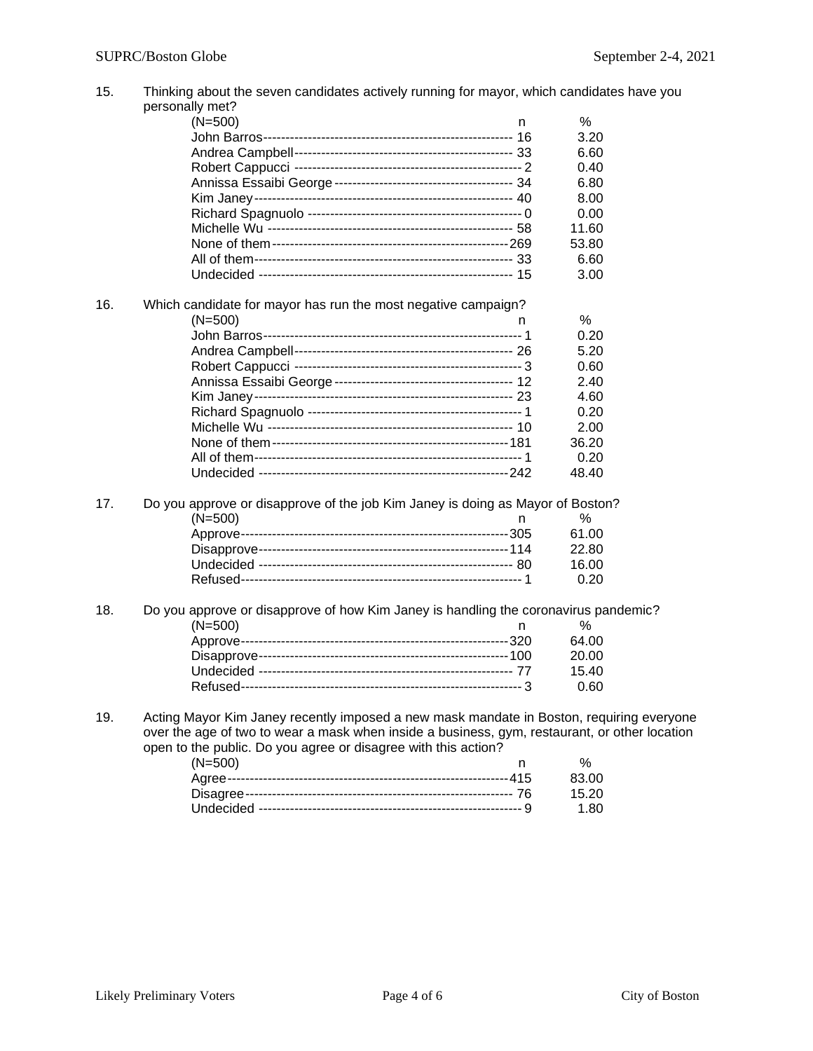15. Thinking about the seven candidates actively running for mayor, which candidates have you personally met?

| (N=500) | n | % |
|---|---|---|
| John Barros | 16 | 3.20 |
| Andrea Campbell | 33 | 6.60 |
| Robert Cappucci | 2 | 0.40 |
| Annissa Essaibi George | 34 | 6.80 |
| Kim Janey | 40 | 8.00 |
| Richard Spagnuolo | 0 | 0.00 |
| Michelle Wu | 58 | 11.60 |
| None of them | 269 | 53.80 |
| All of them | 33 | 6.60 |
| Undecided | 15 | 3.00 |

16. Which candidate for mayor has run the most negative campaign?

| (N=500) | n | % |
|---|---|---|
| John Barros | 1 | 0.20 |
| Andrea Campbell | 26 | 5.20 |
| Robert Cappucci | 3 | 0.60 |
| Annissa Essaibi George | 12 | 2.40 |
| Kim Janey | 23 | 4.60 |
| Richard Spagnuolo | 1 | 0.20 |
| Michelle Wu | 10 | 2.00 |
| None of them | 181 | 36.20 |
| All of them | 1 | 0.20 |
| Undecided | 242 | 48.40 |

17. Do you approve or disapprove of the job Kim Janey is doing as Mayor of Boston?

| (N=500) | n | % |
|---|---|---|
| Approve | 305 | 61.00 |
| Disapprove | 114 | 22.80 |
| Undecided | 80 | 16.00 |
| Refused | 1 | 0.20 |

18. Do you approve or disapprove of how Kim Janey is handling the coronavirus pandemic?

| (N=500) | n | % |
|---|---|---|
| Approve | 320 | 64.00 |
| Disapprove | 100 | 20.00 |
| Undecided | 77 | 15.40 |
| Refused | 3 | 0.60 |

19. Acting Mayor Kim Janey recently imposed a new mask mandate in Boston, requiring everyone over the age of two to wear a mask when inside a business, gym, restaurant, or other location open to the public. Do you agree or disagree with this action?

| (N=500) | n | % |
|---|---|---|
| Agree | 415 | 83.00 |
| Disagree | 76 | 15.20 |
| Undecided | 9 | 1.80 |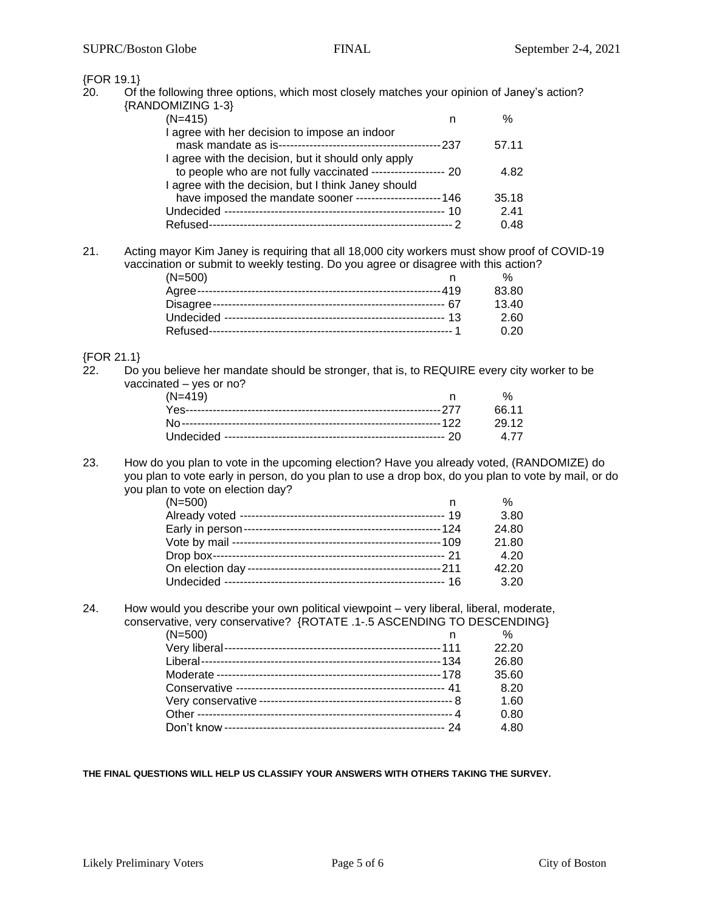{FOR 19.1}

20. Of the following three options, which most closely matches your opinion of Janey's action? {RANDOMIZING 1-3}

| (N=415) | n | % |
|---|---|---|
| I agree with her decision to impose an indoor mask mandate as is | 237 | 57.11 |
| I agree with the decision, but it should only apply to people who are not fully vaccinated | 20 | 4.82 |
| I agree with the decision, but I think Janey should have imposed the mandate sooner | 146 | 35.18 |
| Undecided | 10 | 2.41 |
| Refused | 2 | 0.48 |

21. Acting mayor Kim Janey is requiring that all 18,000 city workers must show proof of COVID-19 vaccination or submit to weekly testing. Do you agree or disagree with this action?

| (N=500) | n | % |
|---|---|---|
| Agree | 419 | 83.80 |
| Disagree | 67 | 13.40 |
| Undecided | 13 | 2.60 |
| Refused | 1 | 0.20 |

{FOR 21.1}

22. Do you believe her mandate should be stronger, that is, to REQUIRE every city worker to be vaccinated – yes or no?

| (N=419) | n | % |
|---|---|---|
| Yes | 277 | 66.11 |
| No | 122 | 29.12 |
| Undecided | 20 | 4.77 |

23. How do you plan to vote in the upcoming election? Have you already voted, (RANDOMIZE) do you plan to vote early in person, do you plan to use a drop box, do you plan to vote by mail, or do you plan to vote on election day?

| (N=500) | n | % |
|---|---|---|
| Already voted | 19 | 3.80 |
| Early in person | 124 | 24.80 |
| Vote by mail | 109 | 21.80 |
| Drop box | 21 | 4.20 |
| On election day | 211 | 42.20 |
| Undecided | 16 | 3.20 |

24. How would you describe your own political viewpoint – very liberal, liberal, moderate, conservative, very conservative? {ROTATE .1-.5 ASCENDING TO DESCENDING}

| (N=500) | n | % |
|---|---|---|
| Very liberal | 111 | 22.20 |
| Liberal | 134 | 26.80 |
| Moderate | 178 | 35.60 |
| Conservative | 41 | 8.20 |
| Very conservative | 8 | 1.60 |
| Other | 4 | 0.80 |
| Don't know | 24 | 4.80 |

**THE FINAL QUESTIONS WILL HELP US CLASSIFY YOUR ANSWERS WITH OTHERS TAKING THE SURVEY.**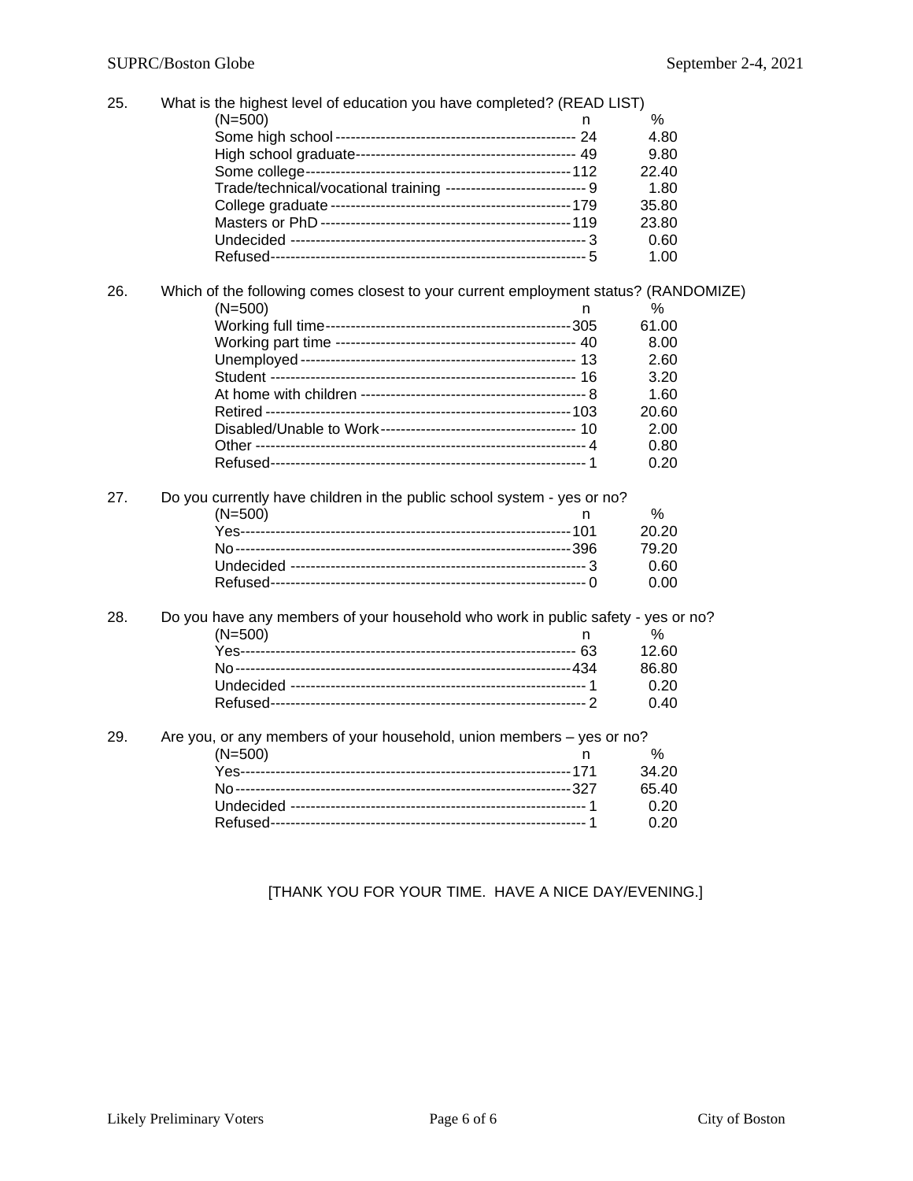25. What is the highest level of education you have completed? (READ LIST)

| (N=500) | n | % |
|---|---|---|
| Some high school | 24 | 4.80 |
| High school graduate | 49 | 9.80 |
| Some college | 112 | 22.40 |
| Trade/technical/vocational training | 9 | 1.80 |
| College graduate | 179 | 35.80 |
| Masters or PhD | 119 | 23.80 |
| Undecided | 3 | 0.60 |
| Refused | 5 | 1.00 |

26. Which of the following comes closest to your current employment status? (RANDOMIZE)

| (N=500) | n | % |
|---|---|---|
| Working full time | 305 | 61.00 |
| Working part time | 40 | 8.00 |
| Unemployed | 13 | 2.60 |
| Student | 16 | 3.20 |
| At home with children | 8 | 1.60 |
| Retired | 103 | 20.60 |
| Disabled/Unable to Work | 10 | 2.00 |
| Other | 4 | 0.80 |
| Refused | 1 | 0.20 |

27. Do you currently have children in the public school system - yes or no?

| (N=500) | n | % |
|---|---|---|
| Yes | 101 | 20.20 |
| No | 396 | 79.20 |
| Undecided | 3 | 0.60 |
| Refused | 0 | 0.00 |

28. Do you have any members of your household who work in public safety - yes or no?

| (N=500) | n | % |
|---|---|---|
| Yes | 63 | 12.60 |
| No | 434 | 86.80 |
| Undecided | 1 | 0.20 |
| Refused | 2 | 0.40 |

29. Are you, or any members of your household, union members – yes or no?

| (N=500) | n | % |
|---|---|---|
| Yes | 171 | 34.20 |
| No | 327 | 65.40 |
| Undecided | 1 | 0.20 |
| Refused | 1 | 0.20 |

[THANK YOU FOR YOUR TIME. HAVE A NICE DAY/EVENING.]